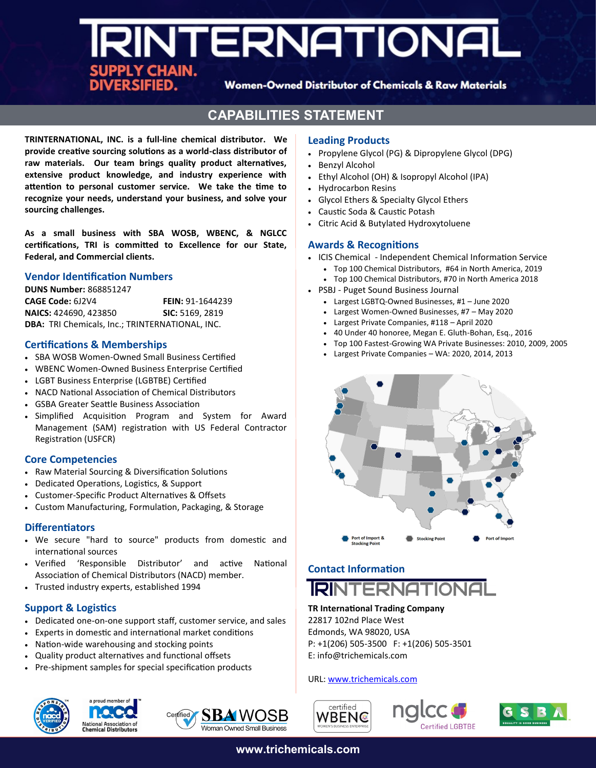# TRINTERNATIONAL

**SUPPLY CHAIN. DIVERSIFIED.**

**Women-Owned Distributor of Chemicals & Raw Materials**

## CAPABILITIES STATEMENT

**TRINTERNATIONAL, INC. is a full-line chemical distributor. We provide creative sourcing solutions as a world-class distributor of raw materials. Our team brings quality product alternatives, extensive product knowledge, and industry experience with attention to personal customer service. We take the time to recognize your needs, understand your business, and solve your sourcing challenges.**

**As a small business with SBA WOSB, WBENC, & NGLCC certifications, TRI is committed to Excellence for our State, Federal, and Commercial clients.**

### Vendor Identification Numbers

**DUNS Number:** 868851247

**CAGE Code:** 6J2V4 **FEIN:** 91-1644239

**NAICS:** 424690, 423850 **SIC:** 5169, 2819

**DBA:** TRI Chemicals, Inc.; TRINTERNATIONAL, INC.

### Certifications & Memberships

- SBA WOSB Women-Owned Small Business Certified
- WBENC Women-Owned Business Enterprise Certified
- LGBT Business Enterprise (LGBTBE) Certified
- NACD National Association of Chemical Distributors
- GSBA Greater Seattle Business Association
- Simplified Acquisition Program and System for Award Management (SAM) registration with US Federal Contractor Registration (USFCR)

### Core Competencies

- Raw Material Sourcing & Diversification Solutions
- Dedicated Operations, Logistics, & Support
- Customer-Specific Product Alternatives & Offsets
- Custom Manufacturing, Formulation, Packaging, & Storage

### Differentiators

- We secure "hard to source" products from domestic and international sources
- Verified 'Responsible Distributor' and active National Association of Chemical Distributors (NACD) member.
- Trusted industry experts, established 1994

### Support & Logistics

- Dedicated one-on-one support staff, customer service, and sales
- Experts in domestic and international market conditions
- Nation-wide warehousing and stocking points
- Quality product alternatives and functional offsets
- Pre-shipment samples for special specification products

### Leading Products

- Propylene Glycol (PG) & Dipropylene Glycol (DPG)
- Benzyl Alcohol
- Ethyl Alcohol (OH) & Isopropyl Alcohol (IPA)
- Hydrocarbon Resins
- Glycol Ethers & Specialty Glycol Ethers
- Caustic Soda & Caustic Potash
- Citric Acid & Butylated Hydroxytoluene

### Awards & Recognitions

- ICIS Chemical - Independent Chemical Information Service
  - Top 100 Chemical Distributors, #64 in North America, 2019
  - Top 100 Chemical Distributors, #70 in North America 2018
- PSBJ - Puget Sound Business Journal
  - Largest LGBTQ-Owned Businesses, #1 – June 2020
  - Largest Women-Owned Businesses, #7 – May 2020
  - Largest Private Companies, #118 – April 2020
  - 40 Under 40 honoree, Megan E. Gluth-Bohan, Esq., 2016
  - Top 100 Fastest-Growing WA Private Businesses: 2010, 2009, 2005
  - Largest Private Companies – WA: 2020, 2014, 2013

Port of Import & Stocking Point | Stocking Point | Port of Import

### Contact Information

TRINTERNATIONAL

**TR International Trading Company**
22817 102nd Place West
Edmonds, WA 98020, USA
P: +1(206) 505-3500 F: +1(206) 505-3501
E: info@trichemicals.com

URL: www.trichemicals.com

Responsible Distribution NACD Verified | a proud member of nacd National Association of Chemical Distributors | Certified SBA WOSB Woman Owned Small Business | certified WBENC Women's Business Enterprise | nglcc Certified LGBTBE | GSBA Equality is Good Business

www.trichemicals.com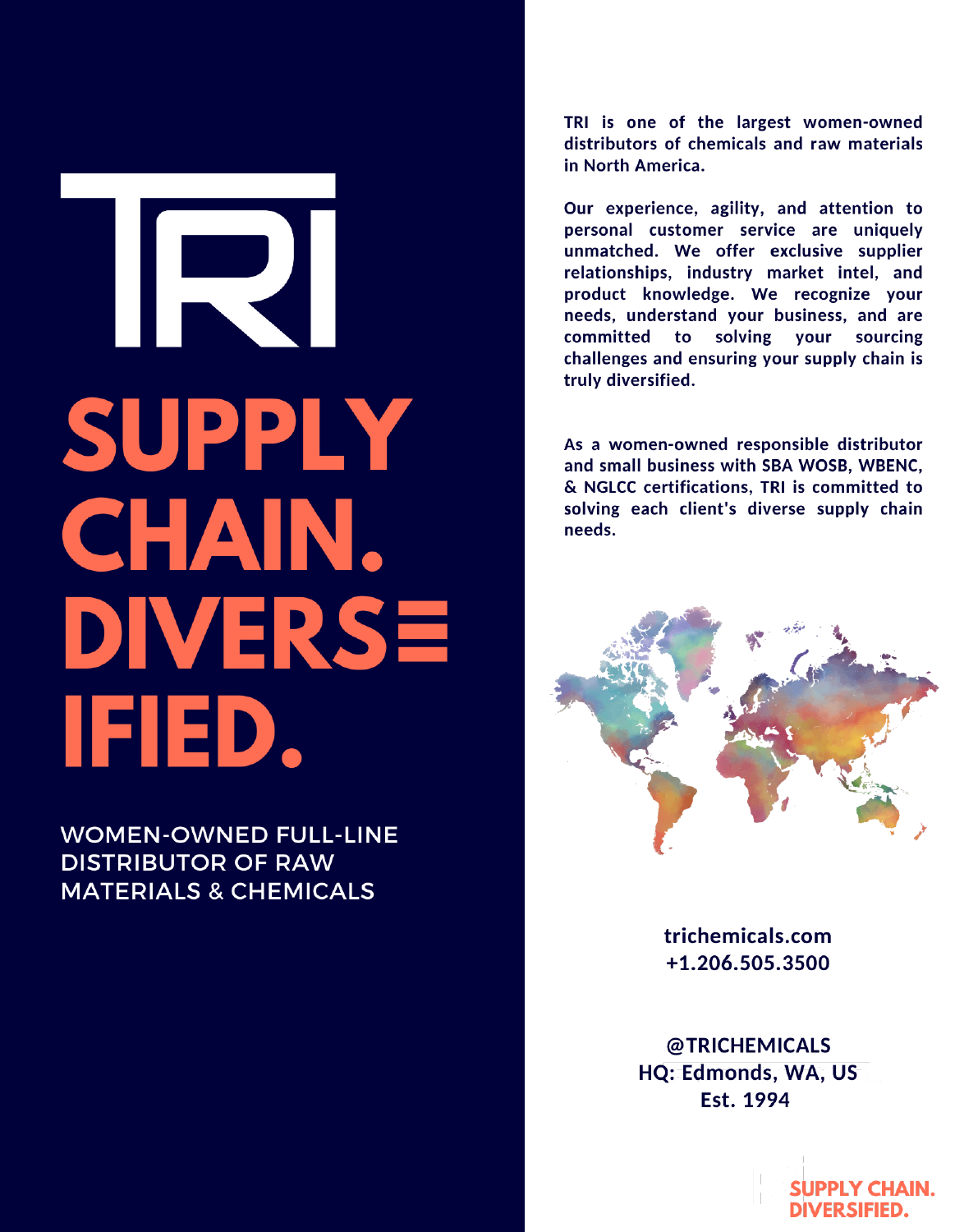# TRI

# SUPPLY CHAIN. DIVERSE IFIED.

WOMEN-OWNED FULL-LINE DISTRIBUTOR OF RAW MATERIALS & CHEMICALS

**TRI is one of the largest women-owned distributors of chemicals and raw materials in North America.**

**Our experience, agility, and attention to personal customer service are uniquely unmatched. We offer exclusive supplier relationships, industry market intel, and product knowledge. We recognize your needs, understand your business, and are committed to solving your sourcing challenges and ensuring your supply chain is truly diversified.**

**As a women-owned responsible distributor and small business with SBA WOSB, WBENC, & NGLCC certifications, TRI is committed to solving each client's diverse supply chain needs.**

**trichemicals.com**
**+1.206.505.3500**

**@TRICHEMICALS**
**HQ: Edmonds, WA, US**
**Est. 1994**

SUPPLY CHAIN. DIVERSIFIED.